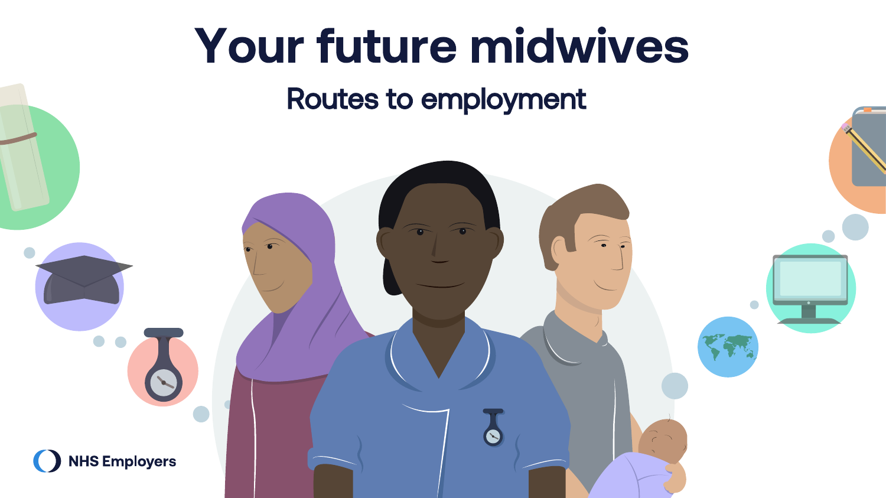# Your future midwives

## Routes to employment

NHS Employers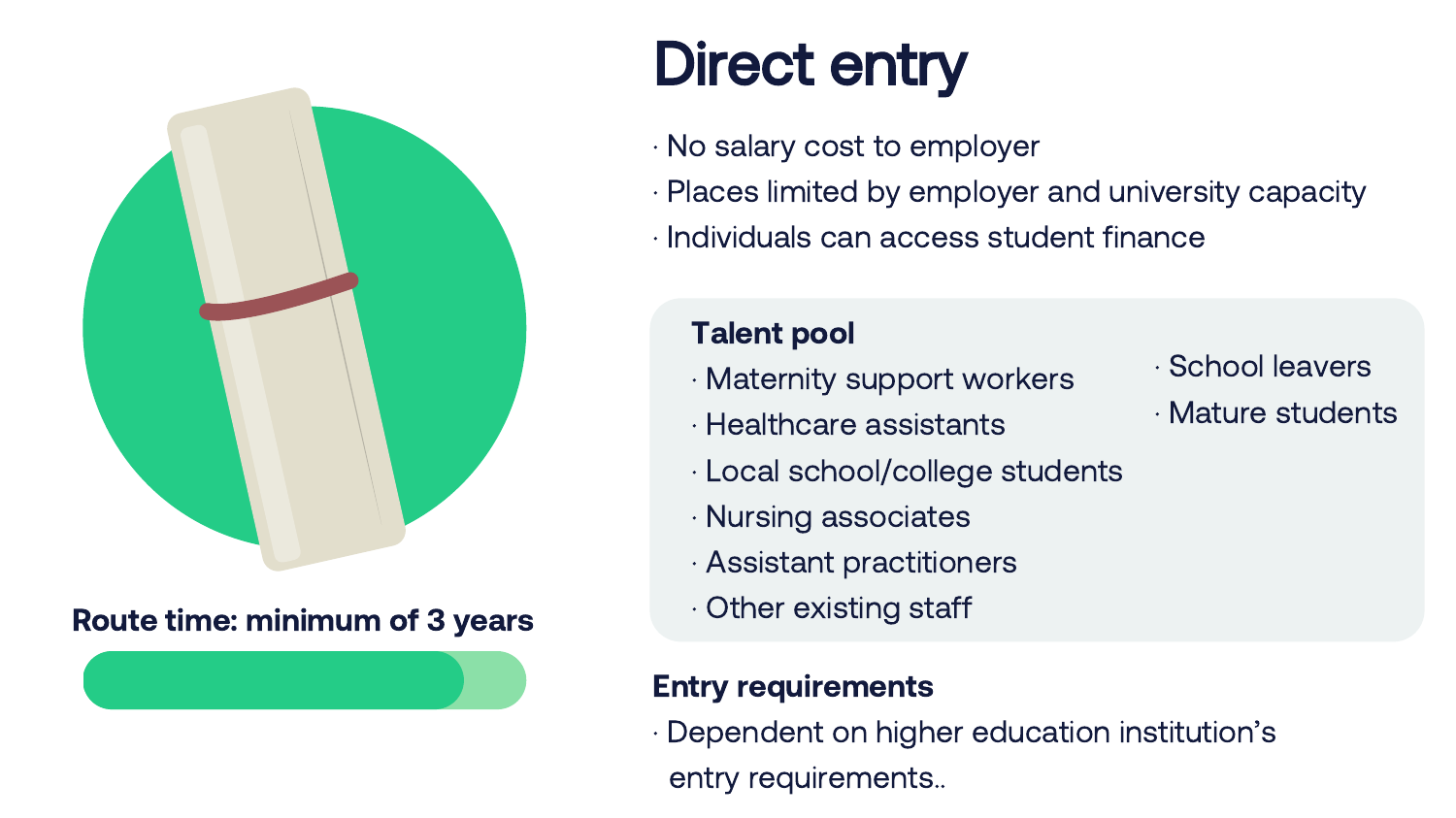# Direct entry

- No salary cost to employer
- Places limited by employer and university capacity
- Individuals can access student finance

**Talent pool**

- Maternity support workers
- Healthcare assistants
- Local school/college students
- Nursing associates
- Assistant practitioners
- Other existing staff
- School leavers
- Mature students

**Route time: minimum of 3 years**

**Entry requirements**

- Dependent on higher education institution's entry requirements..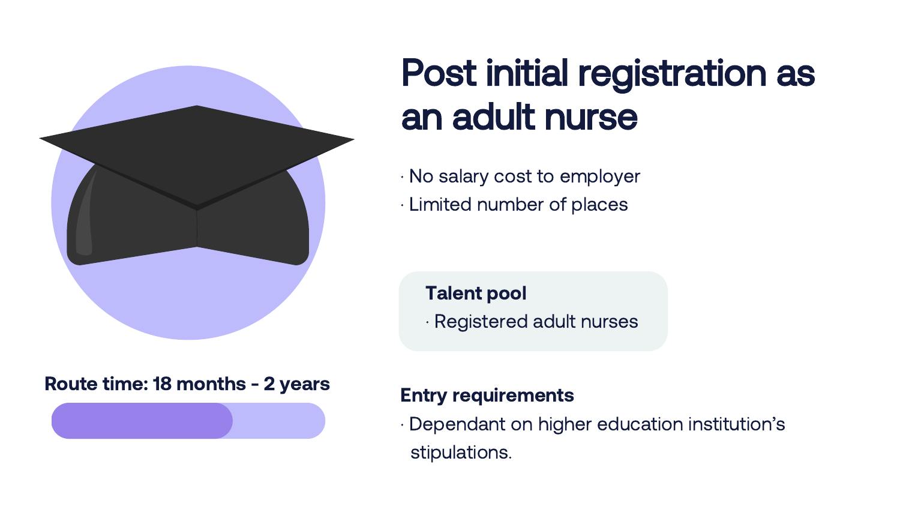# Post initial registration as an adult nurse

- No salary cost to employer
- Limited number of places

**Talent pool**

- Registered adult nurses

**Route time: 18 months - 2 years**

**Entry requirements**

- Dependant on higher education institution's stipulations.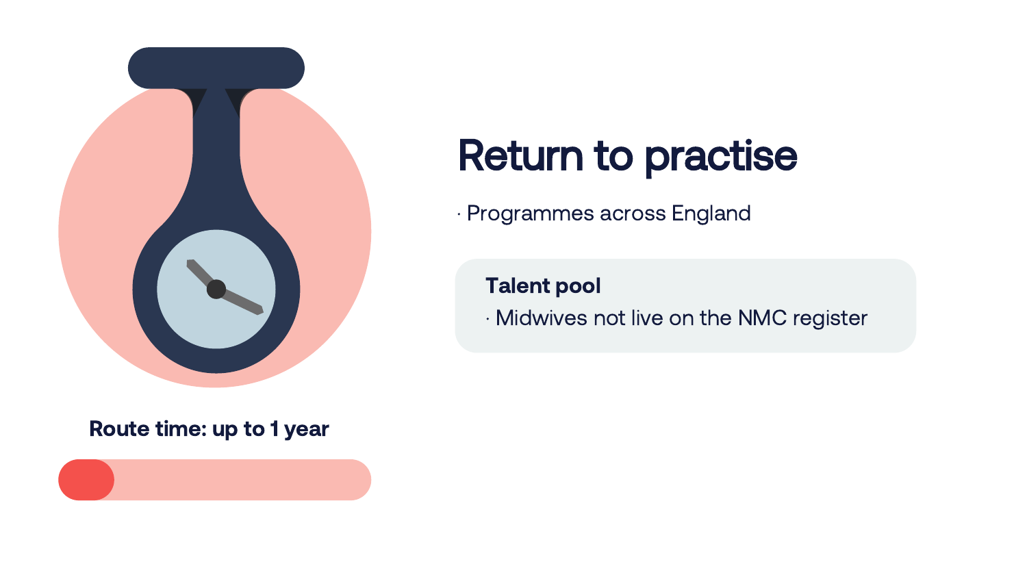# Return to practise

- Programmes across England

**Talent pool**

- Midwives not live on the NMC register

**Route time: up to 1 year**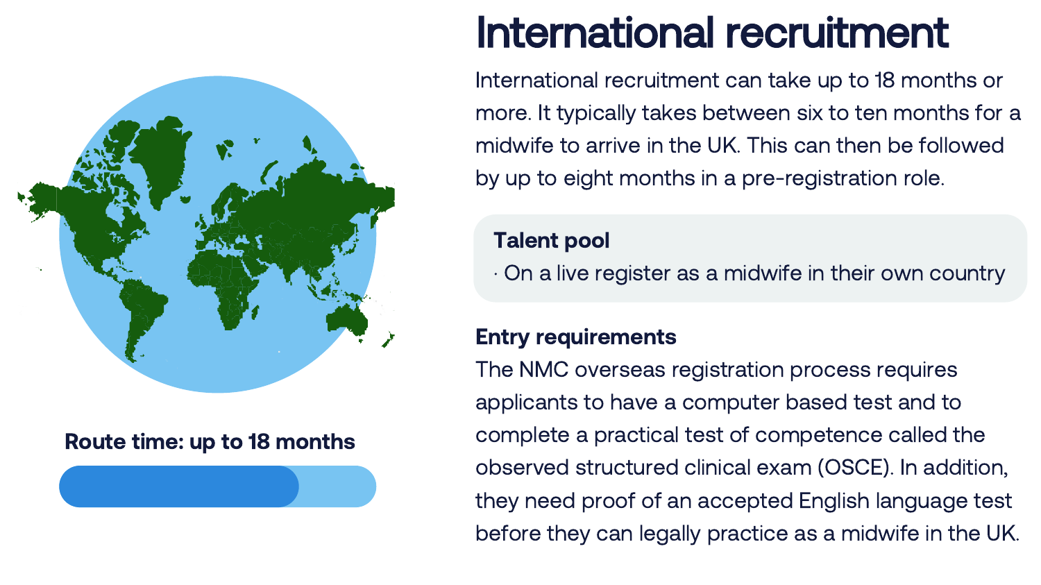# International recruitment

International recruitment can take up to 18 months or more. It typically takes between six to ten months for a midwife to arrive in the UK. This can then be followed by up to eight months in a pre-registration role.

**Route time: up to 18 months**

### Talent pool

- On a live register as a midwife in their own country

### Entry requirements

The NMC overseas registration process requires applicants to have a computer based test and to complete a practical test of competence called the observed structured clinical exam (OSCE). In addition, they need proof of an accepted English language test before they can legally practice as a midwife in the UK.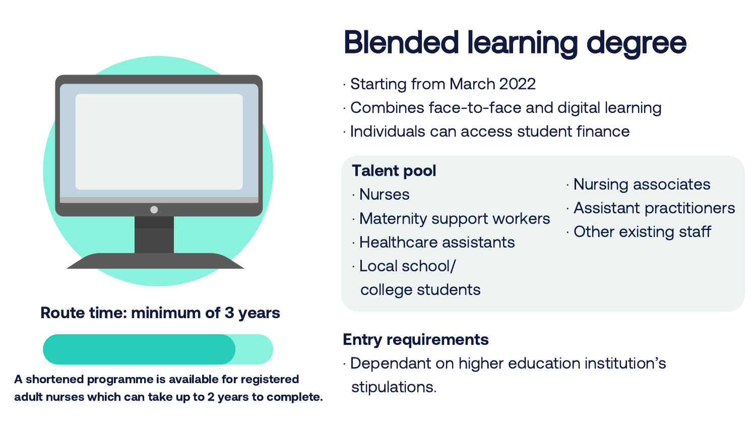# Blended learning degree

- Starting from March 2022
- Combines face-to-face and digital learning
- Individuals can access student finance

**Talent pool**

- Nurses
- Maternity support workers
- Healthcare assistants
- Local school/ college students
- Nursing associates
- Assistant practitioners
- Other existing staff

**Route time: minimum of 3 years**

**A shortened programme is available for registered adult nurses which can take up to 2 years to complete.**

## Entry requirements

- Dependant on higher education institution's stipulations.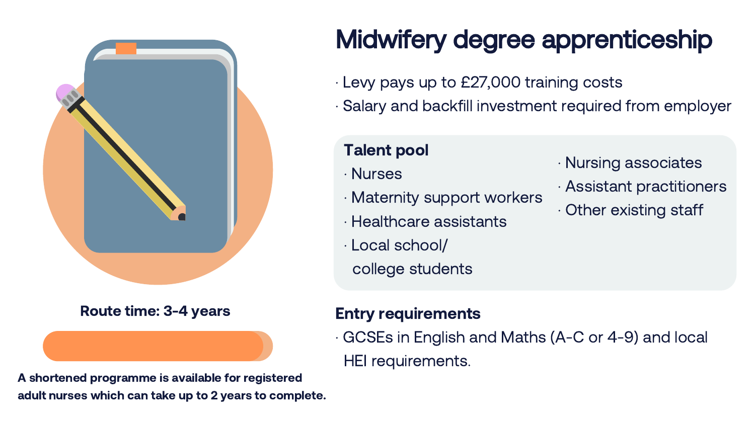# Midwifery degree apprenticeship

- Levy pays up to £27,000 training costs
- Salary and backfill investment required from employer

**Talent pool**

- Nurses
- Maternity support workers
- Healthcare assistants
- Local school/ college students
- Nursing associates
- Assistant practitioners
- Other existing staff

**Entry requirements**

- GCSEs in English and Maths (A-C or 4-9) and local HEI requirements.

**Route time: 3-4 years**

**A shortened programme is available for registered adult nurses which can take up to 2 years to complete.**